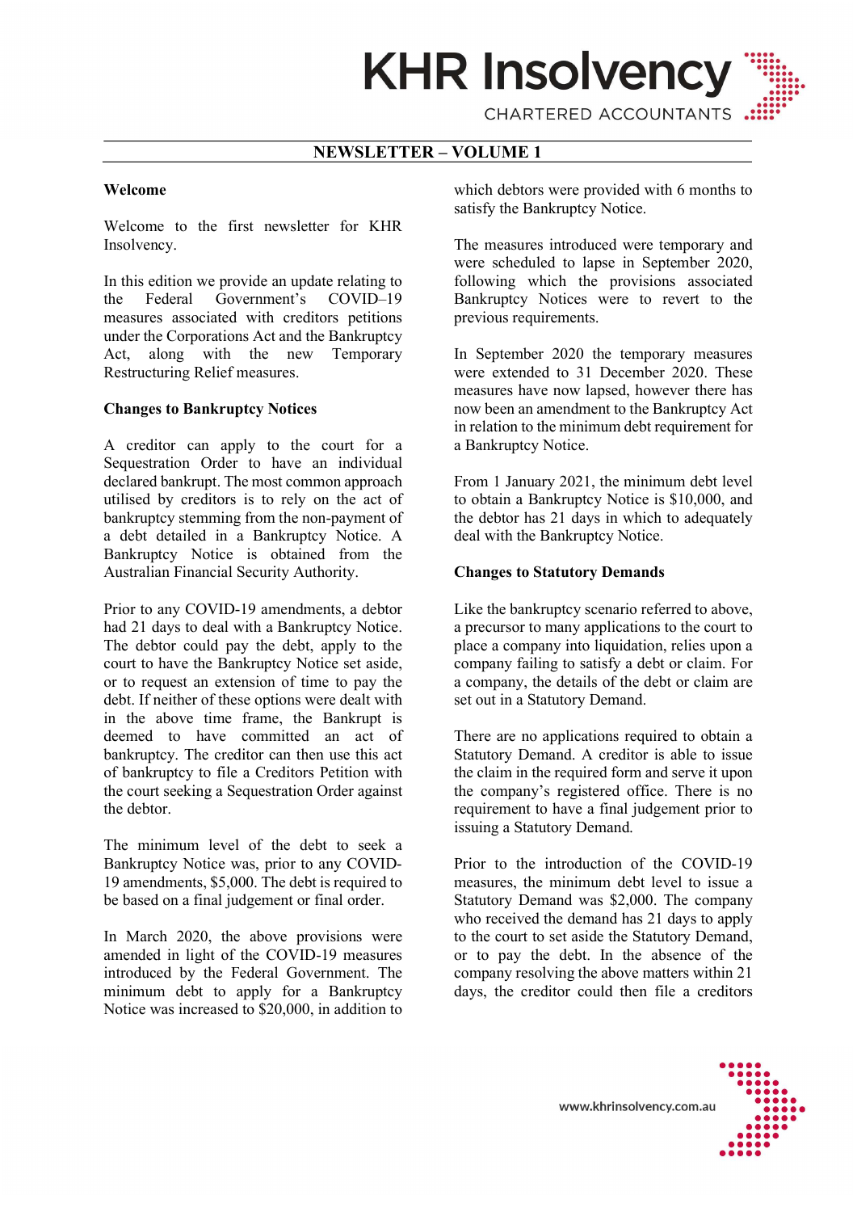# NEWSLETTER – VOLUME 1

## Welcome

Welcome to the first newsletter for KHR Insolvency.

In this edition we provide an update relating to the Federal Government's COVID–19 measures associated with creditors petitions under the Corporations Act and the Bankruptcy Act, along with the new Temporary Restructuring Relief measures.

## Changes to Bankruptcy Notices

A creditor can apply to the court for a Sequestration Order to have an individual declared bankrupt. The most common approach utilised by creditors is to rely on the act of bankruptcy stemming from the non-payment of a debt detailed in a Bankruptcy Notice. A Bankruptcy Notice is obtained from the Australian Financial Security Authority.

Prior to any COVID-19 amendments, a debtor had 21 days to deal with a Bankruptcy Notice. The debtor could pay the debt, apply to the court to have the Bankruptcy Notice set aside, or to request an extension of time to pay the debt. If neither of these options were dealt with in the above time frame, the Bankrupt is deemed to have committed an act of bankruptcy. The creditor can then use this act of bankruptcy to file a Creditors Petition with the court seeking a Sequestration Order against the debtor.

The minimum level of the debt to seek a Bankruptcy Notice was, prior to any COVID-19 amendments, $5,000. The debt is required to be based on a final judgement or final order.

In March 2020, the above provisions were amended in light of the COVID-19 measures introduced by the Federal Government. The minimum debt to apply for a Bankruptcy Notice was increased to $20,000, in addition to which debtors were provided with 6 months to satisfy the Bankruptcy Notice.

The measures introduced were temporary and were scheduled to lapse in September 2020, following which the provisions associated Bankruptcy Notices were to revert to the previous requirements.

In September 2020 the temporary measures were extended to 31 December 2020. These measures have now lapsed, however there has now been an amendment to the Bankruptcy Act in relation to the minimum debt requirement for a Bankruptcy Notice.

From 1 January 2021, the minimum debt level to obtain a Bankruptcy Notice is $10,000, and the debtor has 21 days in which to adequately deal with the Bankruptcy Notice.

## Changes to Statutory Demands

Like the bankruptcy scenario referred to above, a precursor to many applications to the court to place a company into liquidation, relies upon a company failing to satisfy a debt or claim. For a company, the details of the debt or claim are set out in a Statutory Demand.

There are no applications required to obtain a Statutory Demand. A creditor is able to issue the claim in the required form and serve it upon the company's registered office. There is no requirement to have a final judgement prior to issuing a Statutory Demand.

Prior to the introduction of the COVID-19 measures, the minimum debt level to issue a Statutory Demand was $2,000. The company who received the demand has 21 days to apply to the court to set aside the Statutory Demand, or to pay the debt. In the absence of the company resolving the above matters within 21 days, the creditor could then file a creditors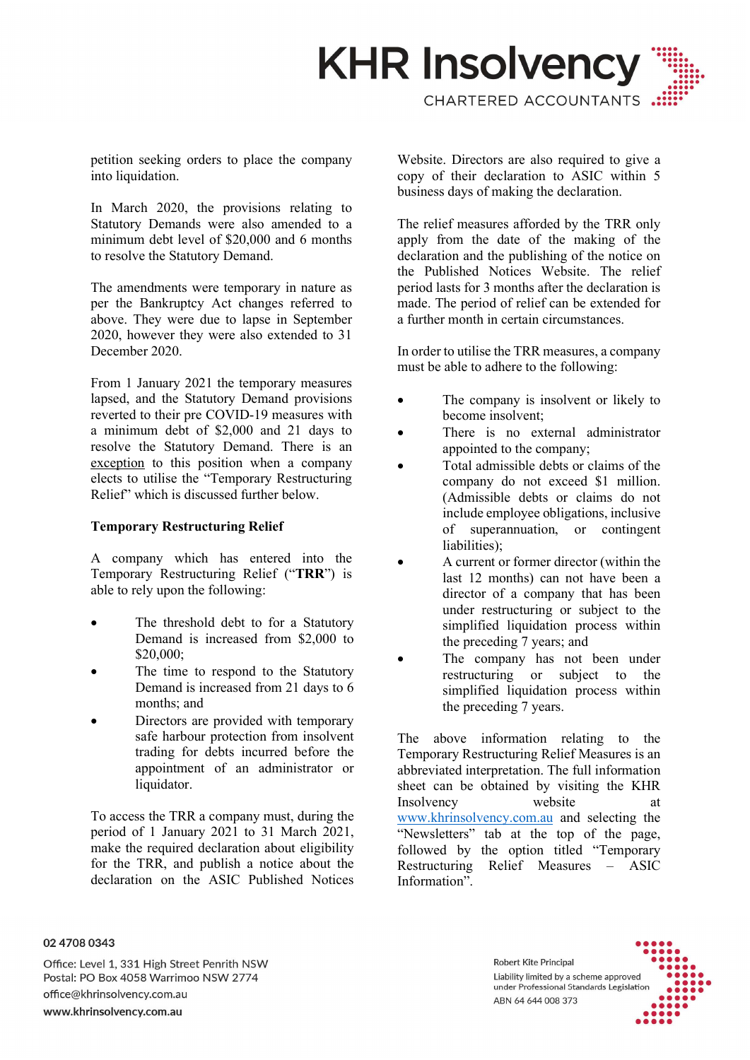petition seeking orders to place the company into liquidation.

In March 2020, the provisions relating to Statutory Demands were also amended to a minimum debt level of $20,000 and 6 months to resolve the Statutory Demand.

The amendments were temporary in nature as per the Bankruptcy Act changes referred to above. They were due to lapse in September 2020, however they were also extended to 31 December 2020.

From 1 January 2021 the temporary measures lapsed, and the Statutory Demand provisions reverted to their pre COVID-19 measures with a minimum debt of $2,000 and 21 days to resolve the Statutory Demand. There is an exception to this position when a company elects to utilise the "Temporary Restructuring Relief" which is discussed further below.

**Temporary Restructuring Relief**

A company which has entered into the Temporary Restructuring Relief ("**TRR**") is able to rely upon the following:

- The threshold debt to for a Statutory Demand is increased from $2,000 to $20,000;
- The time to respond to the Statutory Demand is increased from 21 days to 6 months; and
- Directors are provided with temporary safe harbour protection from insolvent trading for debts incurred before the appointment of an administrator or liquidator.

To access the TRR a company must, during the period of 1 January 2021 to 31 March 2021, make the required declaration about eligibility for the TRR, and publish a notice about the declaration on the ASIC Published Notices Website. Directors are also required to give a copy of their declaration to ASIC within 5 business days of making the declaration.

The relief measures afforded by the TRR only apply from the date of the making of the declaration and the publishing of the notice on the Published Notices Website. The relief period lasts for 3 months after the declaration is made. The period of relief can be extended for a further month in certain circumstances.

In order to utilise the TRR measures, a company must be able to adhere to the following:

- The company is insolvent or likely to become insolvent;
- There is no external administrator appointed to the company;
- Total admissible debts or claims of the company do not exceed $1 million. (Admissible debts or claims do not include employee obligations, inclusive of superannuation, or contingent liabilities);
- A current or former director (within the last 12 months) can not have been a director of a company that has been under restructuring or subject to the simplified liquidation process within the preceding 7 years; and
- The company has not been under restructuring or subject to the simplified liquidation process within the preceding 7 years.

The above information relating to the Temporary Restructuring Relief Measures is an abbreviated interpretation. The full information sheet can be obtained by visiting the KHR Insolvency website at www.khrinsolvency.com.au and selecting the "Newsletters" tab at the top of the page, followed by the option titled "Temporary Restructuring Relief Measures – ASIC Information".